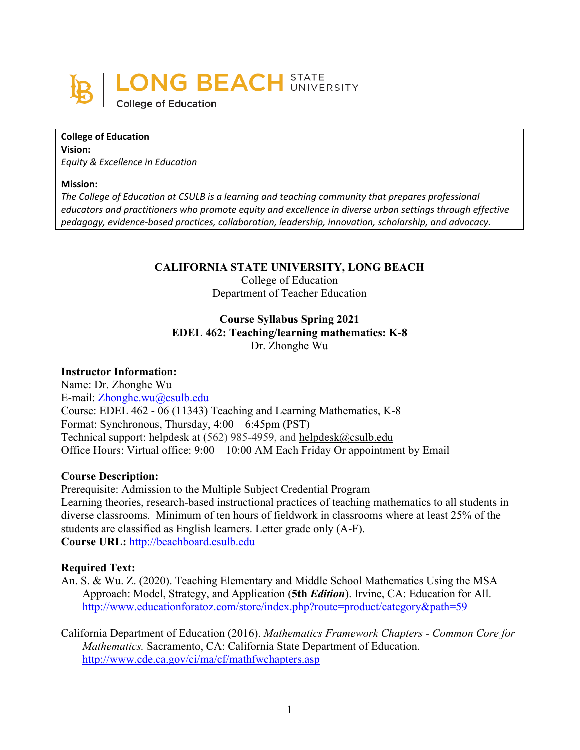LONG BEACH STATE UNIVERSITY
College of Education

**College of Education**
**Vision:**
*Equity & Excellence in Education*

**Mission:**
*The College of Education at CSULB is a learning and teaching community that prepares professional educators and practitioners who promote equity and excellence in diverse urban settings through effective pedagogy, evidence-based practices, collaboration, leadership, innovation, scholarship, and advocacy.*

**CALIFORNIA STATE UNIVERSITY, LONG BEACH**
College of Education
Department of Teacher Education

**Course Syllabus Spring 2021**
**EDEL 462: Teaching/learning mathematics: K-8**
Dr. Zhonghe Wu

## Instructor Information:

Name: Dr. Zhonghe Wu
E-mail: Zhonghe.wu@csulb.edu
Course: EDEL 462 - 06 (11343) Teaching and Learning Mathematics, K-8
Format: Synchronous, Thursday, 4:00 – 6:45pm (PST)
Technical support: helpdesk at (562) 985-4959, and helpdesk@csulb.edu
Office Hours: Virtual office: 9:00 – 10:00 AM Each Friday Or appointment by Email

## Course Description:

Prerequisite: Admission to the Multiple Subject Credential Program
Learning theories, research-based instructional practices of teaching mathematics to all students in diverse classrooms. Minimum of ten hours of fieldwork in classrooms where at least 25% of the students are classified as English learners. Letter grade only (A-F).
**Course URL:** http://beachboard.csulb.edu

## Required Text:

An. S. & Wu. Z. (2020). Teaching Elementary and Middle School Mathematics Using the MSA Approach: Model, Strategy, and Application (**5th *Edition***). Irvine, CA: Education for All. http://www.educationforatoz.com/store/index.php?route=product/category&path=59

California Department of Education (2016). *Mathematics Framework Chapters - Common Core for Mathematics.* Sacramento, CA: California State Department of Education. http://www.cde.ca.gov/ci/ma/cf/mathfwchapters.asp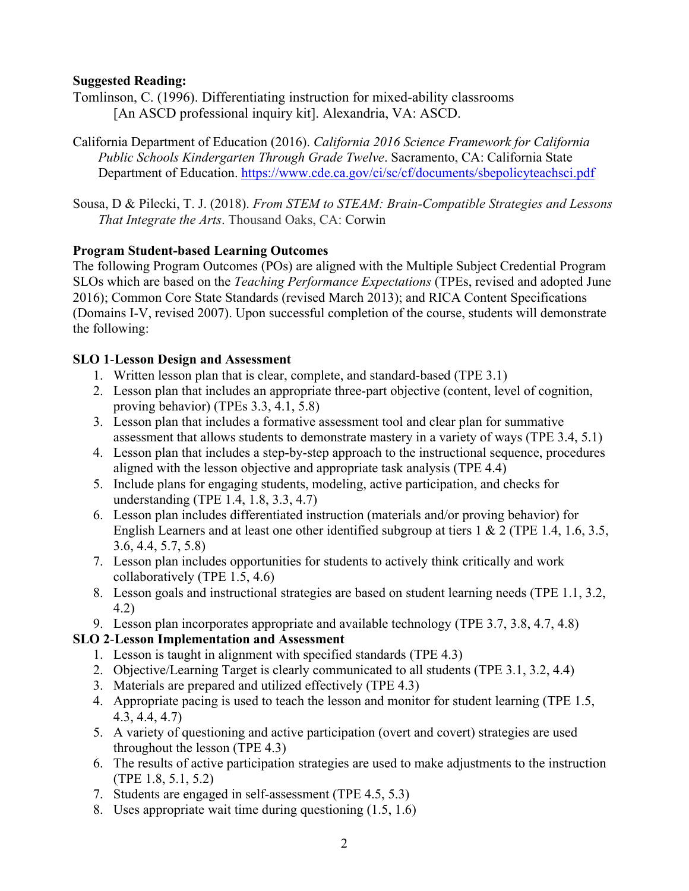**Suggested Reading:**

Tomlinson, C. (1996). Differentiating instruction for mixed-ability classrooms [An ASCD professional inquiry kit]. Alexandria, VA: ASCD.

California Department of Education (2016). *California 2016 Science Framework for California Public Schools Kindergarten Through Grade Twelve*. Sacramento, CA: California State Department of Education. https://www.cde.ca.gov/ci/sc/cf/documents/sbepolicyteachsci.pdf

Sousa, D & Pilecki, T. J. (2018). *From STEM to STEAM: Brain-Compatible Strategies and Lessons That Integrate the Arts*. Thousand Oaks, CA: Corwin

**Program Student-based Learning Outcomes**

The following Program Outcomes (POs) are aligned with the Multiple Subject Credential Program SLOs which are based on the *Teaching Performance Expectations* (TPEs, revised and adopted June 2016); Common Core State Standards (revised March 2013); and RICA Content Specifications (Domains I-V, revised 2007). Upon successful completion of the course, students will demonstrate the following:

**SLO 1-Lesson Design and Assessment**

1. Written lesson plan that is clear, complete, and standard-based (TPE 3.1)
2. Lesson plan that includes an appropriate three-part objective (content, level of cognition, proving behavior) (TPEs 3.3, 4.1, 5.8)
3. Lesson plan that includes a formative assessment tool and clear plan for summative assessment that allows students to demonstrate mastery in a variety of ways (TPE 3.4, 5.1)
4. Lesson plan that includes a step-by-step approach to the instructional sequence, procedures aligned with the lesson objective and appropriate task analysis (TPE 4.4)
5. Include plans for engaging students, modeling, active participation, and checks for understanding (TPE 1.4, 1.8, 3.3, 4.7)
6. Lesson plan includes differentiated instruction (materials and/or proving behavior) for English Learners and at least one other identified subgroup at tiers 1 & 2 (TPE 1.4, 1.6, 3.5, 3.6, 4.4, 5.7, 5.8)
7. Lesson plan includes opportunities for students to actively think critically and work collaboratively (TPE 1.5, 4.6)
8. Lesson goals and instructional strategies are based on student learning needs (TPE 1.1, 3.2, 4.2)
9. Lesson plan incorporates appropriate and available technology (TPE 3.7, 3.8, 4.7, 4.8)

**SLO 2-Lesson Implementation and Assessment**

1. Lesson is taught in alignment with specified standards (TPE 4.3)
2. Objective/Learning Target is clearly communicated to all students (TPE 3.1, 3.2, 4.4)
3. Materials are prepared and utilized effectively (TPE 4.3)
4. Appropriate pacing is used to teach the lesson and monitor for student learning (TPE 1.5, 4.3, 4.4, 4.7)
5. A variety of questioning and active participation (overt and covert) strategies are used throughout the lesson (TPE 4.3)
6. The results of active participation strategies are used to make adjustments to the instruction (TPE 1.8, 5.1, 5.2)
7. Students are engaged in self-assessment (TPE 4.5, 5.3)
8. Uses appropriate wait time during questioning (1.5, 1.6)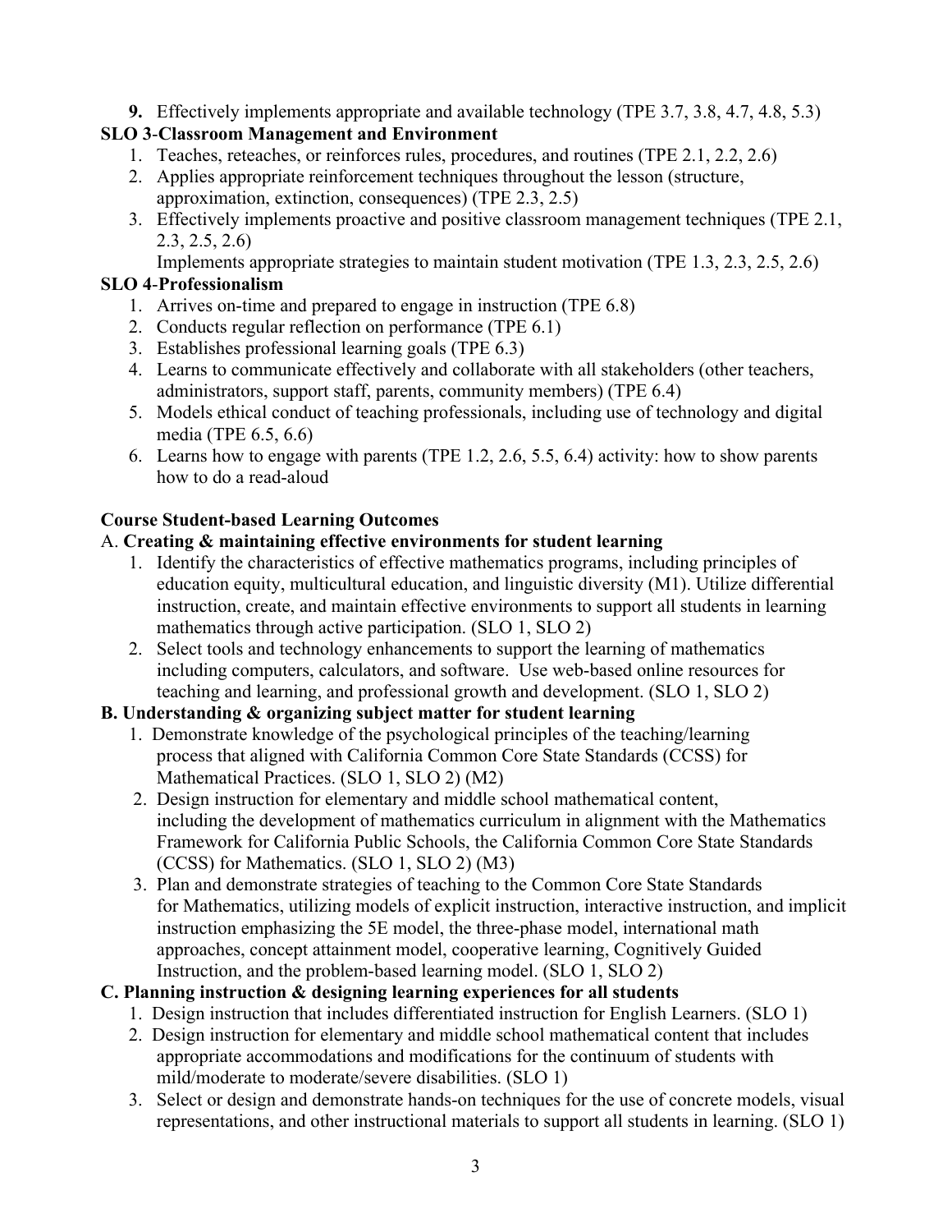9. Effectively implements appropriate and available technology (TPE 3.7, 3.8, 4.7, 4.8, 5.3)

**SLO 3-Classroom Management and Environment**

1. Teaches, reteaches, or reinforces rules, procedures, and routines (TPE 2.1, 2.2, 2.6)
2. Applies appropriate reinforcement techniques throughout the lesson (structure, approximation, extinction, consequences) (TPE 2.3, 2.5)
3. Effectively implements proactive and positive classroom management techniques (TPE 2.1, 2.3, 2.5, 2.6)

   Implements appropriate strategies to maintain student motivation (TPE 1.3, 2.3, 2.5, 2.6)

**SLO 4-Professionalism**

1. Arrives on-time and prepared to engage in instruction (TPE 6.8)
2. Conducts regular reflection on performance (TPE 6.1)
3. Establishes professional learning goals (TPE 6.3)
4. Learns to communicate effectively and collaborate with all stakeholders (other teachers, administrators, support staff, parents, community members) (TPE 6.4)
5. Models ethical conduct of teaching professionals, including use of technology and digital media (TPE 6.5, 6.6)
6. Learns how to engage with parents (TPE 1.2, 2.6, 5.5, 6.4) activity: how to show parents how to do a read-aloud

**Course Student-based Learning Outcomes**

A. **Creating & maintaining effective environments for student learning**

1. Identify the characteristics of effective mathematics programs, including principles of education equity, multicultural education, and linguistic diversity (M1). Utilize differential instruction, create, and maintain effective environments to support all students in learning mathematics through active participation. (SLO 1, SLO 2)
2. Select tools and technology enhancements to support the learning of mathematics including computers, calculators, and software. Use web-based online resources for teaching and learning, and professional growth and development. (SLO 1, SLO 2)

**B. Understanding & organizing subject matter for student learning**

1. Demonstrate knowledge of the psychological principles of the teaching/learning process that aligned with California Common Core State Standards (CCSS) for Mathematical Practices. (SLO 1, SLO 2) (M2)
2. Design instruction for elementary and middle school mathematical content, including the development of mathematics curriculum in alignment with the Mathematics Framework for California Public Schools, the California Common Core State Standards (CCSS) for Mathematics. (SLO 1, SLO 2) (M3)
3. Plan and demonstrate strategies of teaching to the Common Core State Standards for Mathematics, utilizing models of explicit instruction, interactive instruction, and implicit instruction emphasizing the 5E model, the three-phase model, international math approaches, concept attainment model, cooperative learning, Cognitively Guided Instruction, and the problem-based learning model. (SLO 1, SLO 2)

**C. Planning instruction & designing learning experiences for all students**

1. Design instruction that includes differentiated instruction for English Learners. (SLO 1)
2. Design instruction for elementary and middle school mathematical content that includes appropriate accommodations and modifications for the continuum of students with mild/moderate to moderate/severe disabilities. (SLO 1)
3. Select or design and demonstrate hands-on techniques for the use of concrete models, visual representations, and other instructional materials to support all students in learning. (SLO 1)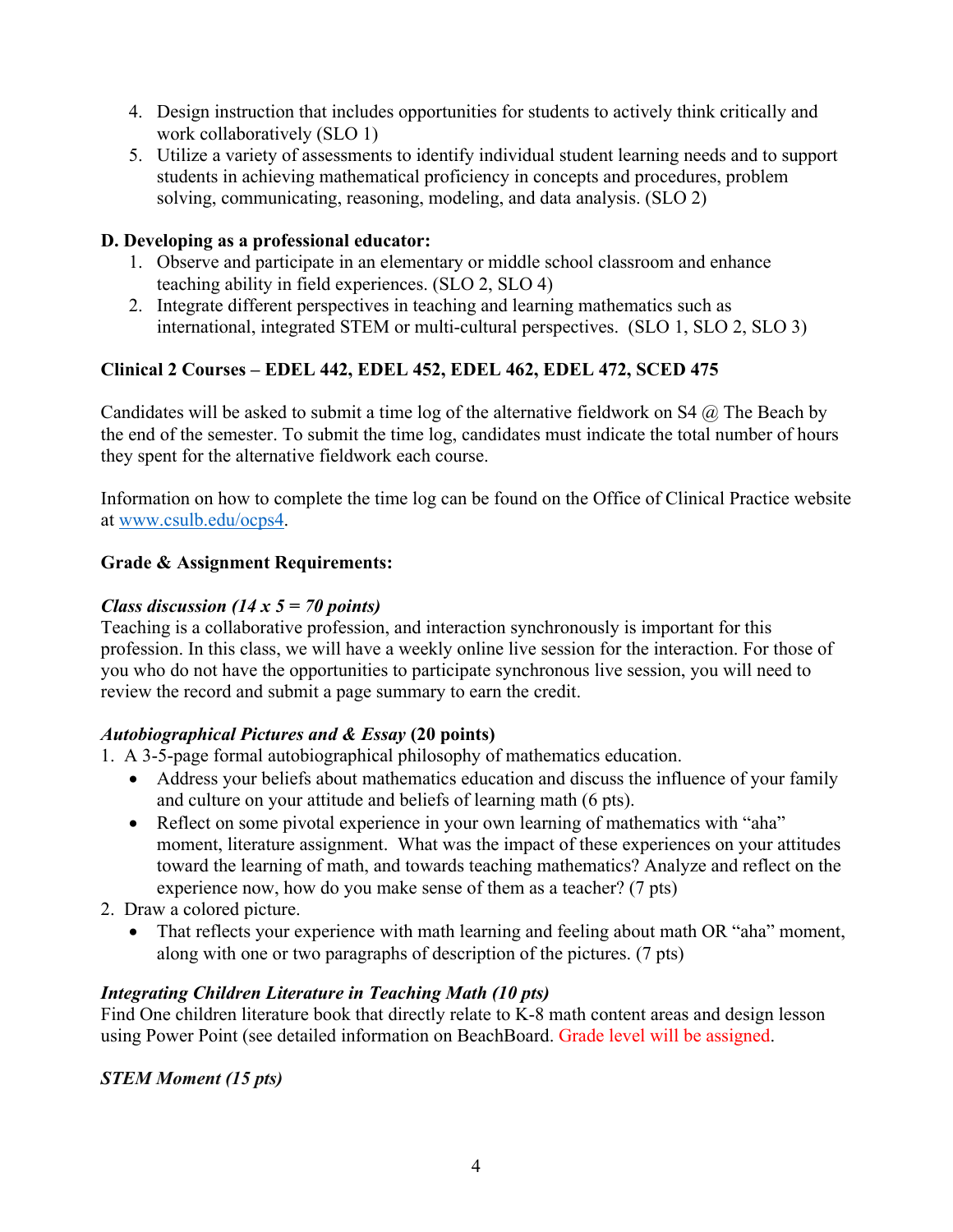4. Design instruction that includes opportunities for students to actively think critically and work collaboratively (SLO 1)
5. Utilize a variety of assessments to identify individual student learning needs and to support students in achieving mathematical proficiency in concepts and procedures, problem solving, communicating, reasoning, modeling, and data analysis. (SLO 2)

**D. Developing as a professional educator:**

1. Observe and participate in an elementary or middle school classroom and enhance teaching ability in field experiences. (SLO 2, SLO 4)
2. Integrate different perspectives in teaching and learning mathematics such as international, integrated STEM or multi-cultural perspectives. (SLO 1, SLO 2, SLO 3)

**Clinical 2 Courses – EDEL 442, EDEL 452, EDEL 462, EDEL 472, SCED 475**

Candidates will be asked to submit a time log of the alternative fieldwork on S4 @ The Beach by the end of the semester. To submit the time log, candidates must indicate the total number of hours they spent for the alternative fieldwork each course.

Information on how to complete the time log can be found on the Office of Clinical Practice website at [www.csulb.edu/ocps4](www.csulb.edu/ocps4).

**Grade & Assignment Requirements:**

***Class discussion (14 x 5 = 70 points)***

Teaching is a collaborative profession, and interaction synchronously is important for this profession. In this class, we will have a weekly online live session for the interaction. For those of you who do not have the opportunities to participate synchronous live session, you will need to review the record and submit a page summary to earn the credit.

***Autobiographical Pictures and & Essay* (20 points)**

1. A 3-5-page formal autobiographical philosophy of mathematics education.
   - Address your beliefs about mathematics education and discuss the influence of your family and culture on your attitude and beliefs of learning math (6 pts).
   - Reflect on some pivotal experience in your own learning of mathematics with "aha" moment, literature assignment. What was the impact of these experiences on your attitudes toward the learning of math, and towards teaching mathematics? Analyze and reflect on the experience now, how do you make sense of them as a teacher? (7 pts)
2. Draw a colored picture.
   - That reflects your experience with math learning and feeling about math OR "aha" moment, along with one or two paragraphs of description of the pictures. (7 pts)

***Integrating Children Literature in Teaching Math (10 pts)***

Find One children literature book that directly relate to K-8 math content areas and design lesson using Power Point (see detailed information on BeachBoard. Grade level will be assigned.

***STEM Moment (15 pts)***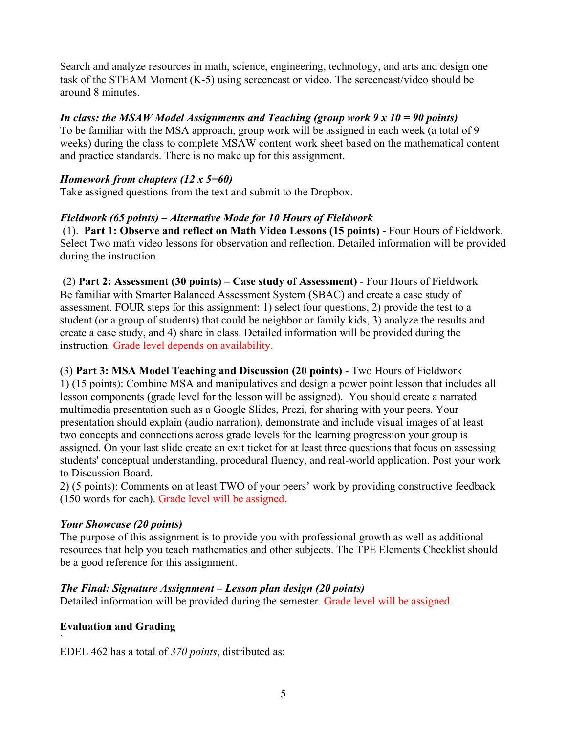Search and analyze resources in math, science, engineering, technology, and arts and design one task of the STEAM Moment (K-5) using screencast or video. The screencast/video should be around 8 minutes.

***In class: the MSAW Model Assignments and Teaching (group work 9 x 10 = 90 points)***
To be familiar with the MSA approach, group work will be assigned in each week (a total of 9 weeks) during the class to complete MSAW content work sheet based on the mathematical content and practice standards. There is no make up for this assignment.

***Homework from chapters (12 x 5=60)***
Take assigned questions from the text and submit to the Dropbox.

***Fieldwork (65 points) – Alternative Mode for 10 Hours of Fieldwork***
(1). **Part 1: Observe and reflect on Math Video Lessons (15 points)** - Four Hours of Fieldwork. Select Two math video lessons for observation and reflection. Detailed information will be provided during the instruction.

(2) **Part 2: Assessment (30 points) – Case study of Assessment)** - Four Hours of Fieldwork
Be familiar with Smarter Balanced Assessment System (SBAC) and create a case study of assessment. FOUR steps for this assignment: 1) select four questions, 2) provide the test to a student (or a group of students) that could be neighbor or family kids, 3) analyze the results and create a case study, and 4) share in class. Detailed information will be provided during the instruction. Grade level depends on availability.

(3) **Part 3: MSA Model Teaching and Discussion (20 points)** - Two Hours of Fieldwork
1) (15 points): Combine MSA and manipulatives and design a power point lesson that includes all lesson components (grade level for the lesson will be assigned). You should create a narrated multimedia presentation such as a Google Slides, Prezi, for sharing with your peers. Your presentation should explain (audio narration), demonstrate and include visual images of at least two concepts and connections across grade levels for the learning progression your group is assigned. On your last slide create an exit ticket for at least three questions that focus on assessing students' conceptual understanding, procedural fluency, and real-world application. Post your work to Discussion Board.
2) (5 points): Comments on at least TWO of your peers' work by providing constructive feedback (150 words for each). Grade level will be assigned.

***Your Showcase (20 points)***
The purpose of this assignment is to provide you with professional growth as well as additional resources that help you teach mathematics and other subjects. The TPE Elements Checklist should be a good reference for this assignment.

***The Final: Signature Assignment – Lesson plan design (20 points)***
Detailed information will be provided during the semester. Grade level will be assigned.

**Evaluation and Grading**
`
EDEL 462 has a total of *370 points*, distributed as: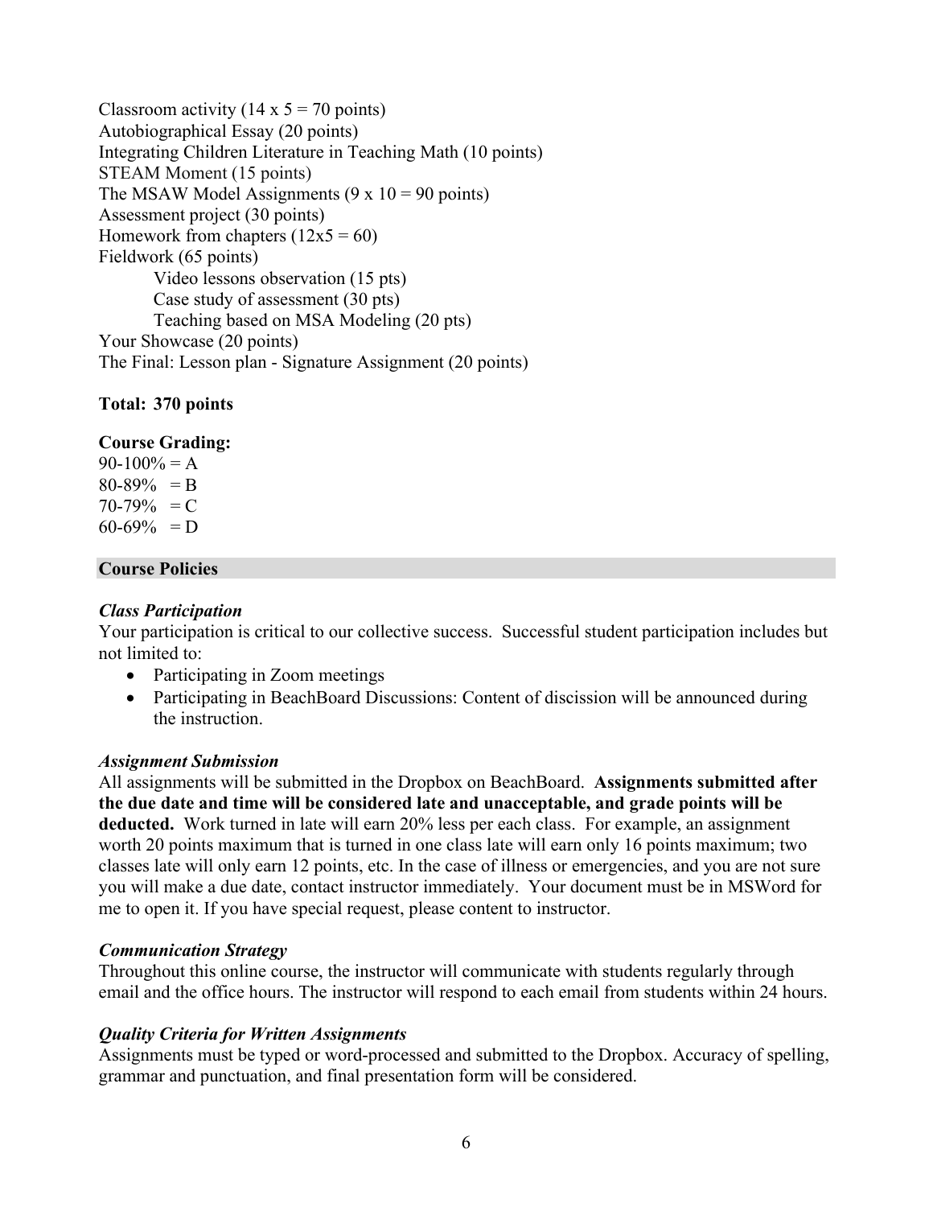Classroom activity (14 x 5 = 70 points)
Autobiographical Essay (20 points)
Integrating Children Literature in Teaching Math (10 points)
STEAM Moment (15 points)
The MSAW Model Assignments (9 x 10 = 90 points)
Assessment project (30 points)
Homework from chapters (12x5 = 60)
Fieldwork (65 points)

- Video lessons observation (15 pts)
- Case study of assessment (30 pts)
- Teaching based on MSA Modeling (20 pts)

Your Showcase (20 points)
The Final: Lesson plan - Signature Assignment (20 points)

**Total: 370 points**

**Course Grading:**
90-100% = A
80-89% = B
70-79% = C
60-69% = D

## Course Policies

***Class Participation***
Your participation is critical to our collective success. Successful student participation includes but not limited to:

- Participating in Zoom meetings
- Participating in BeachBoard Discussions: Content of discission will be announced during the instruction.

***Assignment Submission***
All assignments will be submitted in the Dropbox on BeachBoard. **Assignments submitted after the due date and time will be considered late and unacceptable, and grade points will be deducted.** Work turned in late will earn 20% less per each class. For example, an assignment worth 20 points maximum that is turned in one class late will earn only 16 points maximum; two classes late will only earn 12 points, etc. In the case of illness or emergencies, and you are not sure you will make a due date, contact instructor immediately. Your document must be in MSWord for me to open it. If you have special request, please content to instructor.

***Communication Strategy***
Throughout this online course, the instructor will communicate with students regularly through email and the office hours. The instructor will respond to each email from students within 24 hours.

***Quality Criteria for Written Assignments***
Assignments must be typed or word-processed and submitted to the Dropbox. Accuracy of spelling, grammar and punctuation, and final presentation form will be considered.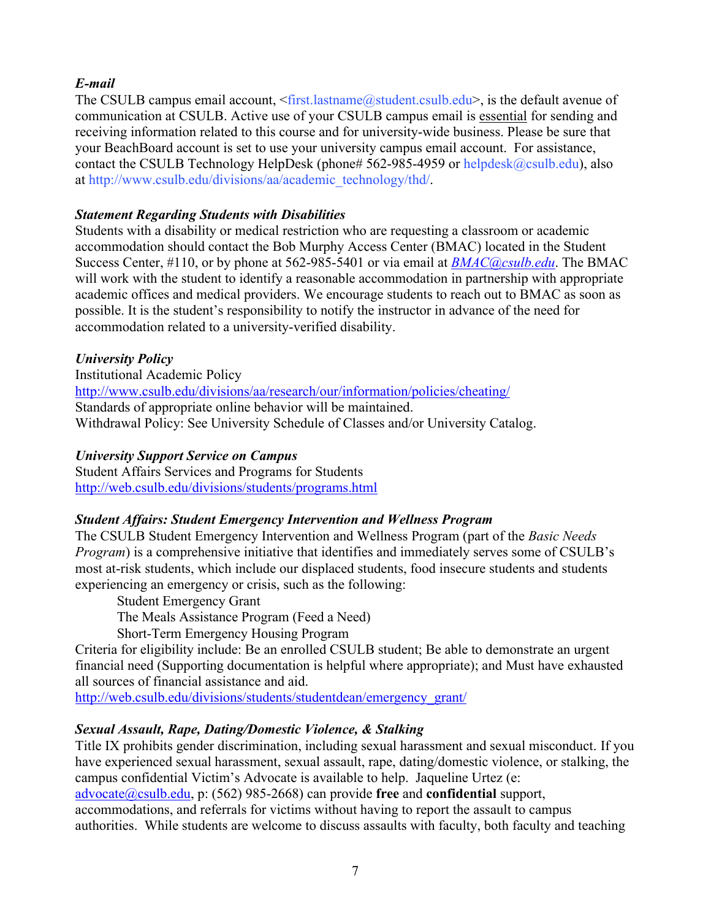### *E-mail*

The CSULB campus email account, <first.lastname@student.csulb.edu>, is the default avenue of communication at CSULB. Active use of your CSULB campus email is essential for sending and receiving information related to this course and for university-wide business. Please be sure that your BeachBoard account is set to use your university campus email account. For assistance, contact the CSULB Technology HelpDesk (phone# 562-985-4959 or helpdesk@csulb.edu), also at http://www.csulb.edu/divisions/aa/academic_technology/thd/.

### *Statement Regarding Students with Disabilities*

Students with a disability or medical restriction who are requesting a classroom or academic accommodation should contact the Bob Murphy Access Center (BMAC) located in the Student Success Center, #110, or by phone at 562-985-5401 or via email at *BMAC@csulb.edu*. The BMAC will work with the student to identify a reasonable accommodation in partnership with appropriate academic offices and medical providers. We encourage students to reach out to BMAC as soon as possible. It is the student's responsibility to notify the instructor in advance of the need for accommodation related to a university-verified disability.

### *University Policy*

Institutional Academic Policy
http://www.csulb.edu/divisions/aa/research/our/information/policies/cheating/
Standards of appropriate online behavior will be maintained.
Withdrawal Policy: See University Schedule of Classes and/or University Catalog.

### *University Support Service on Campus*

Student Affairs Services and Programs for Students
http://web.csulb.edu/divisions/students/programs.html

### *Student Affairs: Student Emergency Intervention and Wellness Program*

The CSULB Student Emergency Intervention and Wellness Program (part of the *Basic Needs Program*) is a comprehensive initiative that identifies and immediately serves some of CSULB's most at-risk students, which include our displaced students, food insecure students and students experiencing an emergency or crisis, such as the following:

Student Emergency Grant
The Meals Assistance Program (Feed a Need)
Short-Term Emergency Housing Program

Criteria for eligibility include: Be an enrolled CSULB student; Be able to demonstrate an urgent financial need (Supporting documentation is helpful where appropriate); and Must have exhausted all sources of financial assistance and aid.
http://web.csulb.edu/divisions/students/studentdean/emergency_grant/

### *Sexual Assault, Rape, Dating/Domestic Violence, & Stalking*

Title IX prohibits gender discrimination, including sexual harassment and sexual misconduct. If you have experienced sexual harassment, sexual assault, rape, dating/domestic violence, or stalking, the campus confidential Victim's Advocate is available to help. Jaqueline Urtez (e: advocate@csulb.edu, p: (562) 985-2668) can provide **free** and **confidential** support, accommodations, and referrals for victims without having to report the assault to campus authorities. While students are welcome to discuss assaults with faculty, both faculty and teaching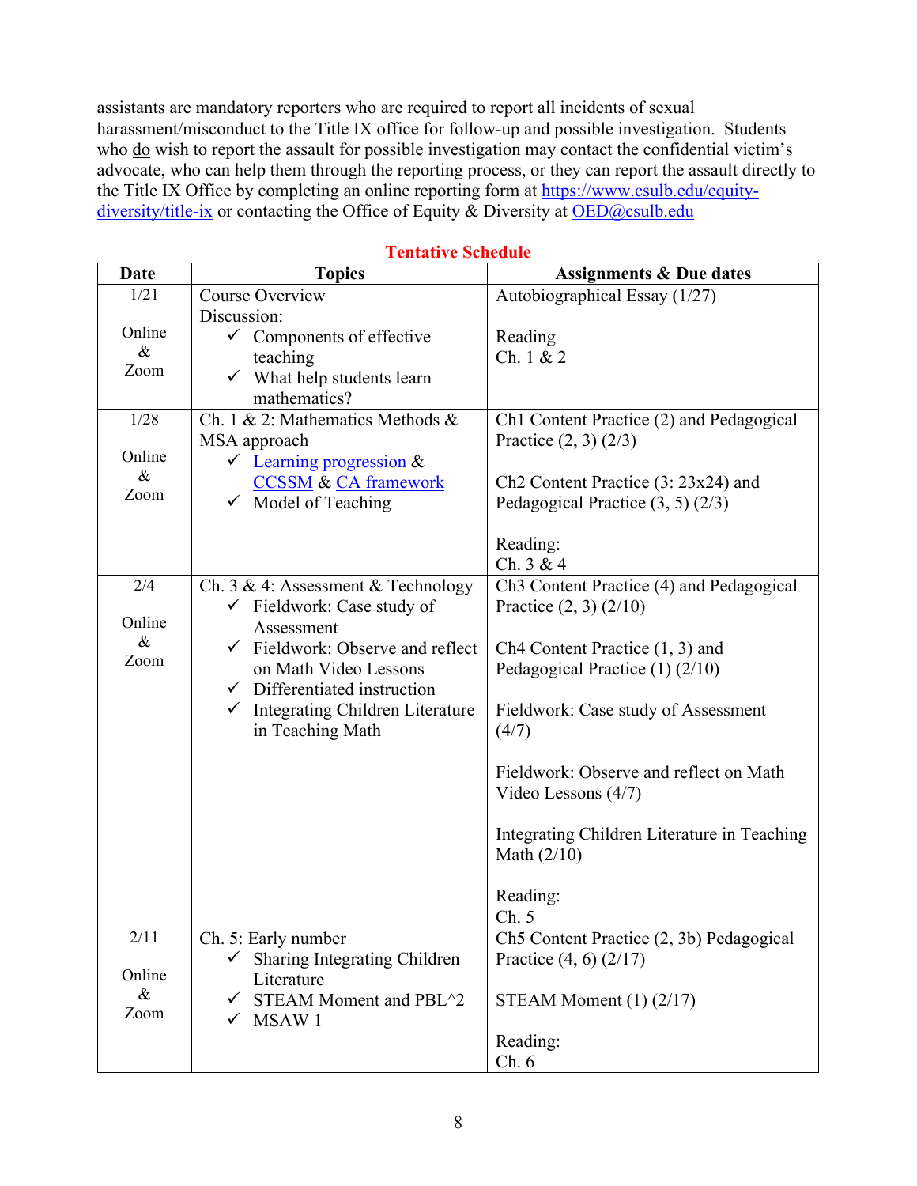assistants are mandatory reporters who are required to report all incidents of sexual harassment/misconduct to the Title IX office for follow-up and possible investigation. Students who do wish to report the assault for possible investigation may contact the confidential victim's advocate, who can help them through the reporting process, or they can report the assault directly to the Title IX Office by completing an online reporting form at https://www.csulb.edu/equity-diversity/title-ix or contacting the Office of Equity & Diversity at OED@csulb.edu

**Tentative Schedule**

| Date | Topics | Assignments & Due dates |
|---|---|---|
| 1/21<br><br>Online<br>&<br>Zoom | Course Overview<br>Discussion:<br>✓ Components of effective teaching<br>✓ What help students learn mathematics? | Autobiographical Essay (1/27)<br><br>Reading<br>Ch. 1 & 2 |
| 1/28<br><br>Online<br>&<br>Zoom | Ch. 1 & 2: Mathematics Methods & MSA approach<br>✓ Learning progression & CCSSM & CA framework<br>✓ Model of Teaching | Ch1 Content Practice (2) and Pedagogical Practice (2, 3) (2/3)<br><br>Ch2 Content Practice (3: 23x24) and Pedagogical Practice (3, 5) (2/3)<br><br>Reading:<br>Ch. 3 & 4 |
| 2/4<br><br>Online<br>&<br>Zoom | Ch. 3 & 4: Assessment & Technology<br>✓ Fieldwork: Case study of Assessment<br>✓ Fieldwork: Observe and reflect on Math Video Lessons<br>✓ Differentiated instruction<br>✓ Integrating Children Literature in Teaching Math | Ch3 Content Practice (4) and Pedagogical Practice (2, 3) (2/10)<br><br>Ch4 Content Practice (1, 3) and Pedagogical Practice (1) (2/10)<br><br>Fieldwork: Case study of Assessment (4/7)<br><br>Fieldwork: Observe and reflect on Math Video Lessons (4/7)<br><br>Integrating Children Literature in Teaching Math (2/10)<br><br>Reading:<br>Ch. 5 |
| 2/11<br><br>Online<br>&<br>Zoom | Ch. 5: Early number<br>✓ Sharing Integrating Children Literature<br>✓ STEAM Moment and PBL^2<br>✓ MSAW 1 | Ch5 Content Practice (2, 3b) Pedagogical Practice (4, 6) (2/17)<br><br>STEAM Moment (1) (2/17)<br><br>Reading:<br>Ch. 6 |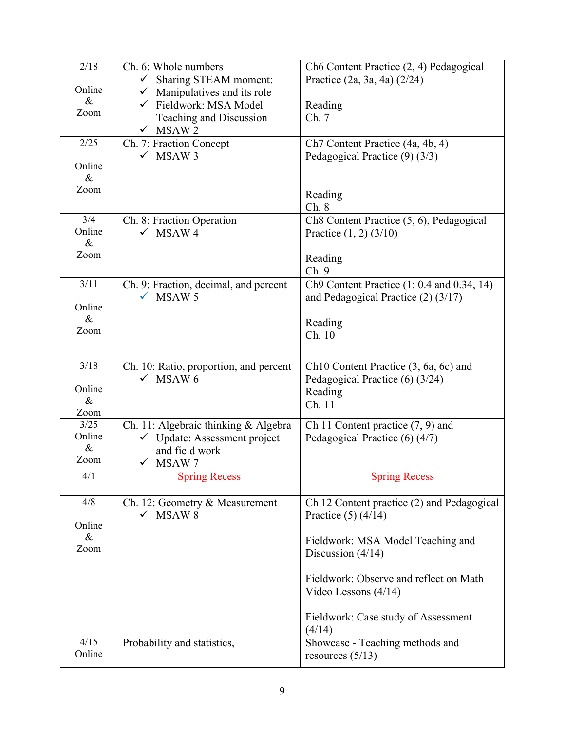| | | |
|---|---|---|
| 2/18<br><br>Online<br>&<br>Zoom | Ch. 6: Whole numbers<br>✓ Sharing STEAM moment:<br>✓ Manipulatives and its role<br>✓ Fieldwork: MSA Model Teaching and Discussion<br>✓ MSAW 2 | Ch6 Content Practice (2, 4) Pedagogical Practice (2a, 3a, 4a) (2/24)<br><br>Reading<br>Ch. 7 |
| 2/25<br><br>Online<br>&<br>Zoom | Ch. 7: Fraction Concept<br>✓ MSAW 3 | Ch7 Content Practice (4a, 4b, 4) Pedagogical Practice (9) (3/3)<br><br>Reading<br>Ch. 8 |
| 3/4<br>Online<br>&<br>Zoom | Ch. 8: Fraction Operation<br>✓ MSAW 4 | Ch8 Content Practice (5, 6), Pedagogical Practice (1, 2) (3/10)<br><br>Reading<br>Ch. 9 |
| 3/11<br><br>Online<br>&<br>Zoom | Ch. 9: Fraction, decimal, and percent<br>✓ MSAW 5 | Ch9 Content Practice (1: 0.4 and 0.34, 14) and Pedagogical Practice (2) (3/17)<br><br>Reading<br>Ch. 10 |
| 3/18<br><br>Online<br>&<br>Zoom | Ch. 10: Ratio, proportion, and percent<br>✓ MSAW 6 | Ch10 Content Practice (3, 6a, 6c) and Pedagogical Practice (6) (3/24)<br>Reading<br>Ch. 11 |
| 3/25<br>Online<br>&<br>Zoom | Ch. 11: Algebraic thinking & Algebra<br>✓ Update: Assessment project and field work<br>✓ MSAW 7 | Ch 11 Content practice (7, 9) and Pedagogical Practice (6) (4/7) |
| 4/1 | Spring Recess | Spring Recess |
| 4/8<br><br>Online<br>&<br>Zoom | Ch. 12: Geometry & Measurement<br>✓ MSAW 8 | Ch 12 Content practice (2) and Pedagogical Practice (5) (4/14)<br><br>Fieldwork: MSA Model Teaching and Discussion (4/14)<br><br>Fieldwork: Observe and reflect on Math Video Lessons (4/14)<br><br>Fieldwork: Case study of Assessment (4/14) |
| 4/15<br>Online | Probability and statistics, | Showcase - Teaching methods and resources (5/13) |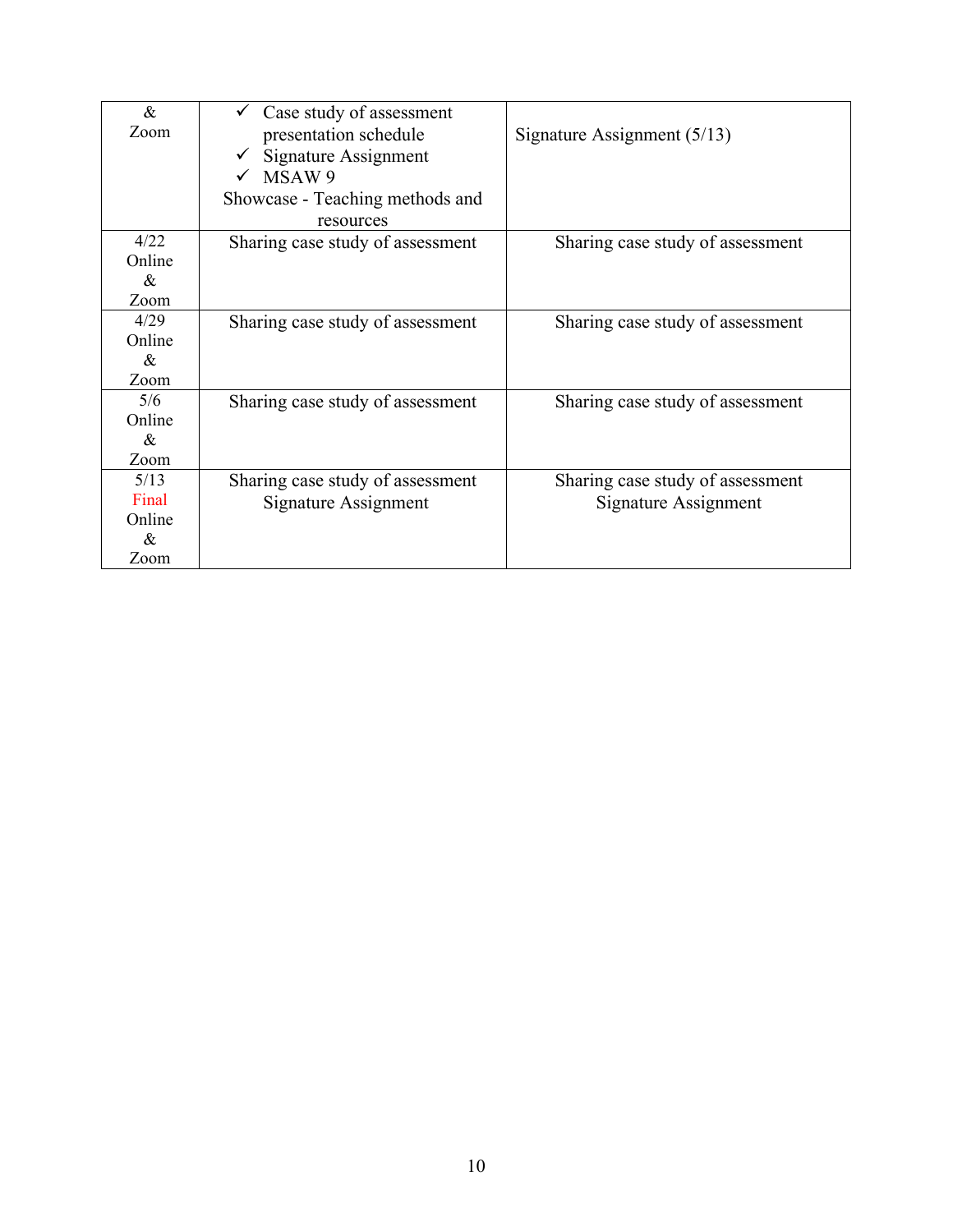| | | |
|---|---|---|
| & Zoom | ✓ Case study of assessment presentation schedule<br>✓ Signature Assignment<br>✓ MSAW 9<br>Showcase - Teaching methods and resources | Signature Assignment (5/13) |
| 4/22 Online & Zoom | Sharing case study of assessment | Sharing case study of assessment |
| 4/29 Online & Zoom | Sharing case study of assessment | Sharing case study of assessment |
| 5/6 Online & Zoom | Sharing case study of assessment | Sharing case study of assessment |
| 5/13 Final Online & Zoom | Sharing case study of assessment<br>Signature Assignment | Sharing case study of assessment<br>Signature Assignment |